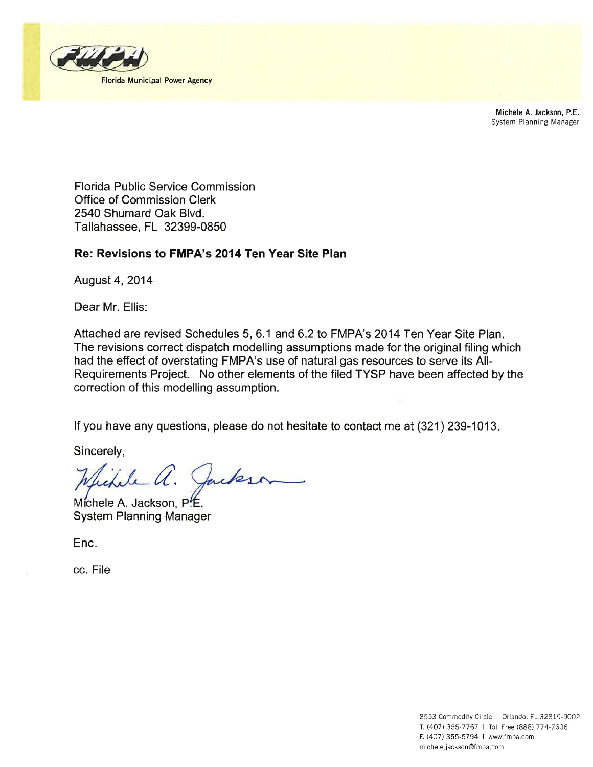FMPA

Florida Municipal Power Agency

**Michele A. Jackson, P.E.**
System Planning Manager

Florida Public Service Commission
Office of Commission Clerk
2540 Shumard Oak Blvd.
Tallahassee, FL 32399-0850

**Re: Revisions to FMPA's 2014 Ten Year Site Plan**

August 4, 2014

Dear Mr. Ellis:

Attached are revised Schedules 5, 6.1 and 6.2 to FMPA's 2014 Ten Year Site Plan. The revisions correct dispatch modelling assumptions made for the original filing which had the effect of overstating FMPA's use of natural gas resources to serve its All-Requirements Project. No other elements of the filed TYSP have been affected by the correction of this modelling assumption.

If you have any questions, please do not hesitate to contact me at (321) 239-1013.

Sincerely,

Michele A. Jackson, P.E.
System Planning Manager

Enc.

cc. File

8553 Commodity Circle | Orlando, FL 32819-9002
T. (407) 355-7767 | Toll Free (888) 774-7606
F. (407) 355-5794 | www.fmpa.com
michele.jackson@fmpa.com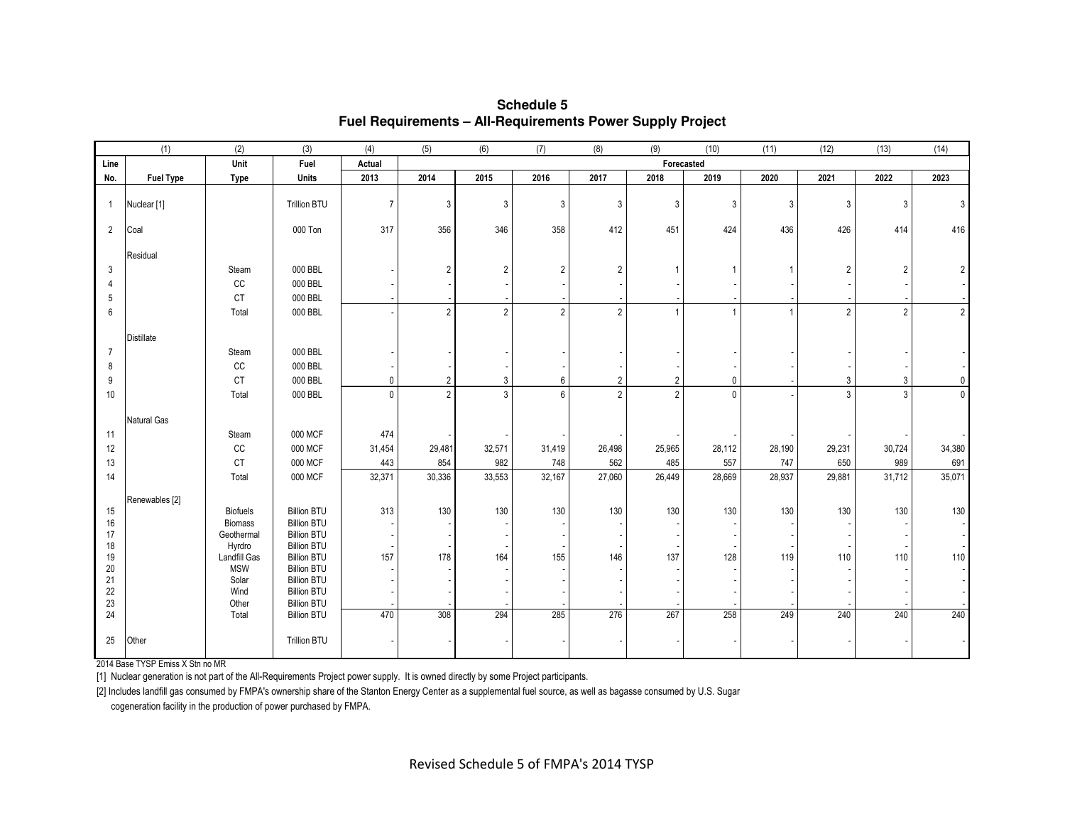## Schedule 5
## Fuel Requirements – All-Requirements Power Supply Project

| (1) | | (2) | (3) | (4) | (5) | (6) | (7) | (8) | (9) | (10) | (11) | (12) | (13) | (14) |
|---|---|---|---|---|---|---|---|---|---|---|---|---|---|---|
| Line | | Unit | Fuel | Actual | Forecasted | | | | | | | | | |
| No. | Fuel Type | Type | Units | 2013 | 2014 | 2015 | 2016 | 2017 | 2018 | 2019 | 2020 | 2021 | 2022 | 2023 |
| 1 | Nuclear [1] | | Trillion BTU | 7 | 3 | 3 | 3 | 3 | 3 | 3 | 3 | 3 | 3 | 3 |
| 2 | Coal | | 000 Ton | 317 | 356 | 346 | 358 | 412 | 451 | 424 | 436 | 426 | 414 | 416 |
| | Residual | | | | | | | | | | | | | |
| 3 | | Steam | 000 BBL | - | 2 | 2 | 2 | 2 | 1 | 1 | 1 | 2 | 2 | 2 |
| 4 | | CC | 000 BBL | - | - | - | - | - | - | - | - | - | - | - |
| 5 | | CT | 000 BBL | - | - | - | - | - | - | - | - | - | - | - |
| 6 | | Total | 000 BBL | - | 2 | 2 | 2 | 2 | 1 | 1 | 1 | 2 | 2 | 2 |
| | Distillate | | | | | | | | | | | | | |
| 7 | | Steam | 000 BBL | - | - | - | - | - | - | - | - | - | - | - |
| 8 | | CC | 000 BBL | - | - | - | - | - | - | - | - | - | - | - |
| 9 | | CT | 000 BBL | 0 | 2 | 3 | 6 | 2 | 2 | 0 | - | 3 | 3 | 0 |
| 10 | | Total | 000 BBL | 0 | 2 | 3 | 6 | 2 | 2 | 0 | - | 3 | 3 | 0 |
| | Natural Gas | | | | | | | | | | | | | |
| 11 | | Steam | 000 MCF | 474 | - | - | - | - | - | - | - | - | - | - |
| 12 | | CC | 000 MCF | 31,454 | 29,481 | 32,571 | 31,419 | 26,498 | 25,965 | 28,112 | 28,190 | 29,231 | 30,724 | 34,380 |
| 13 | | CT | 000 MCF | 443 | 854 | 982 | 748 | 562 | 485 | 557 | 747 | 650 | 989 | 691 |
| 14 | | Total | 000 MCF | 32,371 | 30,336 | 33,553 | 32,167 | 27,060 | 26,449 | 28,669 | 28,937 | 29,881 | 31,712 | 35,071 |
| | Renewables [2] | | | | | | | | | | | | | |
| 15 | | Biofuels | Billion BTU | 313 | 130 | 130 | 130 | 130 | 130 | 130 | 130 | 130 | 130 | 130 |
| 16 | | Biomass | Billion BTU | - | - | - | - | - | - | - | - | - | - | - |
| 17 | | Geothermal | Billion BTU | - | - | - | - | - | - | - | - | - | - | - |
| 18 | | Hyrdro | Billion BTU | - | - | - | - | - | - | - | - | - | - | - |
| 19 | | Landfill Gas | Billion BTU | 157 | 178 | 164 | 155 | 146 | 137 | 128 | 119 | 110 | 110 | 110 |
| 20 | | MSW | Billion BTU | - | - | - | - | - | - | - | - | - | - | - |
| 21 | | Solar | Billion BTU | - | - | - | - | - | - | - | - | - | - | - |
| 22 | | Wind | Billion BTU | - | - | - | - | - | - | - | - | - | - | - |
| 23 | | Other | Billion BTU | - | - | - | - | - | - | - | - | - | - | - |
| 24 | | Total | Billion BTU | 470 | 308 | 294 | 285 | 276 | 267 | 258 | 249 | 240 | 240 | 240 |
| 25 | Other | | Trillion BTU | - | - | - | - | - | - | - | - | - | - | - |

2014 Base TYSP Emiss X Stn no MR

[1] Nuclear generation is not part of the All-Requirements Project power supply. It is owned directly by some Project participants.

[2] Includes landfill gas consumed by FMPA's ownership share of the Stanton Energy Center as a supplemental fuel source, as well as bagasse consumed by U.S. Sugar cogeneration facility in the production of power purchased by FMPA.

Revised Schedule 5 of FMPA's 2014 TYSP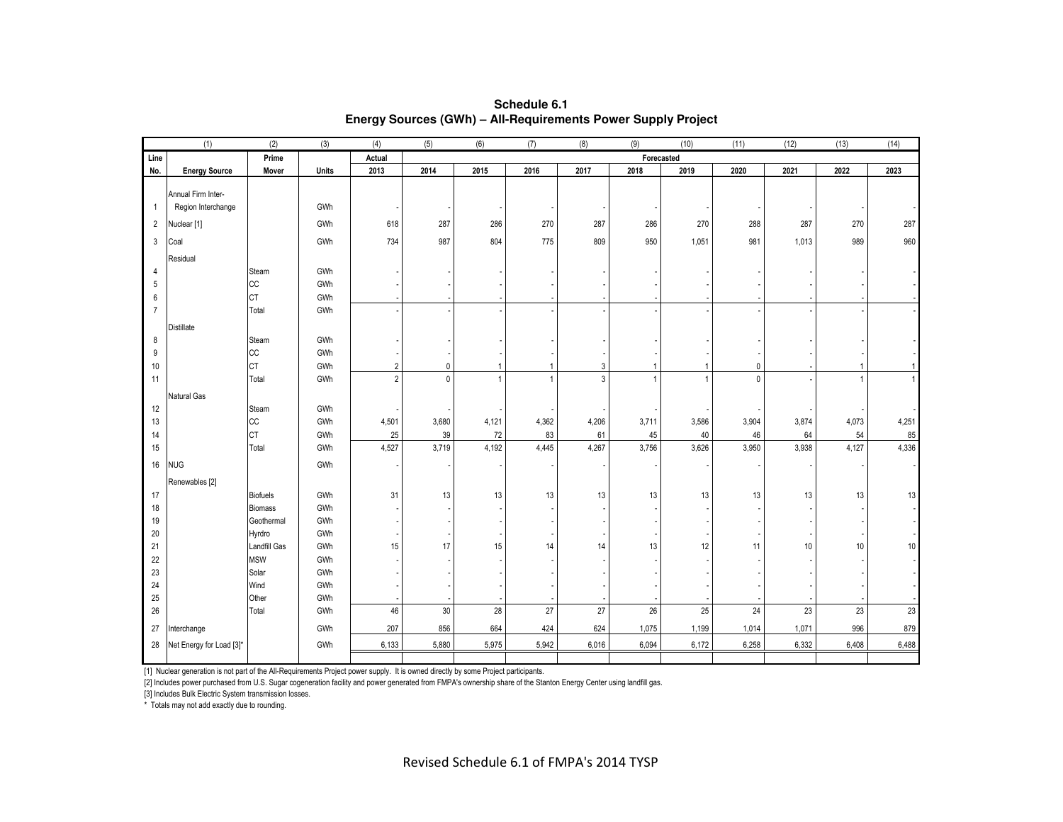**Schedule 6.1**
**Energy Sources (GWh) – All-Requirements Power Supply Project**

| (1) | | (2) | (3) | (4) | (5) | (6) | (7) | (8) | (9) | (10) | (11) | (12) | (13) | (14) |
|---|---|---|---|---|---|---|---|---|---|---|---|---|---|---|
| Line | | Prime | | Actual | Forecasted | | | | | | | | | |
| No. | Energy Source | Mover | Units | 2013 | 2014 | 2015 | 2016 | 2017 | 2018 | 2019 | 2020 | 2021 | 2022 | 2023 |
| 1 | Annual Firm Inter-Region Interchange | | GWh | - | - | - | - | - | - | - | - | - | - | - |
| 2 | Nuclear [1] | | GWh | 618 | 287 | 286 | 270 | 287 | 286 | 270 | 288 | 287 | 270 | 287 |
| 3 | Coal | | GWh | 734 | 987 | 804 | 775 | 809 | 950 | 1,051 | 981 | 1,013 | 989 | 960 |
| | Residual | | | | | | | | | | | | | |
| 4 | | Steam | GWh | - | - | - | - | - | - | - | - | - | - | - |
| 5 | | CC | GWh | - | - | - | - | - | - | - | - | - | - | - |
| 6 | | CT | GWh | - | - | - | - | - | - | - | - | - | - | - |
| 7 | | Total | GWh | - | - | - | - | - | - | - | - | - | - | - |
| | Distillate | | | | | | | | | | | | | |
| 8 | | Steam | GWh | - | - | - | - | - | - | - | - | - | - | - |
| 9 | | CC | GWh | - | - | - | - | - | - | - | - | - | - | - |
| 10 | | CT | GWh | 2 | 0 | 1 | 1 | 3 | 1 | 1 | 0 | - | 1 | 1 |
| 11 | | Total | GWh | 2 | 0 | 1 | 1 | 3 | 1 | 1 | 0 | - | 1 | 1 |
| | Natural Gas | | | | | | | | | | | | | |
| 12 | | Steam | GWh | - | - | - | - | - | - | - | - | - | - | - |
| 13 | | CC | GWh | 4,501 | 3,680 | 4,121 | 4,362 | 4,206 | 3,711 | 3,586 | 3,904 | 3,874 | 4,073 | 4,251 |
| 14 | | CT | GWh | 25 | 39 | 72 | 83 | 61 | 45 | 40 | 46 | 64 | 54 | 85 |
| 15 | | Total | GWh | 4,527 | 3,719 | 4,192 | 4,445 | 4,267 | 3,756 | 3,626 | 3,950 | 3,938 | 4,127 | 4,336 |
| 16 | NUG | | GWh | - | - | - | - | - | - | - | - | - | - | - |
| | Renewables [2] | | | | | | | | | | | | | |
| 17 | | Biofuels | GWh | 31 | 13 | 13 | 13 | 13 | 13 | 13 | 13 | 13 | 13 | 13 |
| 18 | | Biomass | GWh | - | - | - | - | - | - | - | - | - | - | - |
| 19 | | Geothermal | GWh | - | - | - | - | - | - | - | - | - | - | - |
| 20 | | Hyrdro | GWh | - | - | - | - | - | - | - | - | - | - | - |
| 21 | | Landfill Gas | GWh | 15 | 17 | 15 | 14 | 14 | 13 | 12 | 11 | 10 | 10 | 10 |
| 22 | | MSW | GWh | - | - | - | - | - | - | - | - | - | - | - |
| 23 | | Solar | GWh | - | - | - | - | - | - | - | - | - | - | - |
| 24 | | Wind | GWh | - | - | - | - | - | - | - | - | - | - | - |
| 25 | | Other | GWh | - | - | - | - | - | - | - | - | - | - | - |
| 26 | | Total | GWh | 46 | 30 | 28 | 27 | 27 | 26 | 25 | 24 | 23 | 23 | 23 |
| 27 | Interchange | | GWh | 207 | 856 | 664 | 424 | 624 | 1,075 | 1,199 | 1,014 | 1,071 | 996 | 879 |
| 28 | Net Energy for Load [3]* | | GWh | 6,133 | 5,880 | 5,975 | 5,942 | 6,016 | 6,094 | 6,172 | 6,258 | 6,332 | 6,408 | 6,488 |

[1] Nuclear generation is not part of the All-Requirements Project power supply. It is owned directly by some Project participants.

[2] Includes power purchased from U.S. Sugar cogeneration facility and power generated from FMPA's ownership share of the Stanton Energy Center using landfill gas.

[3] Includes Bulk Electric System transmission losses.

* Totals may not add exactly due to rounding.

Revised Schedule 6.1 of FMPA's 2014 TYSP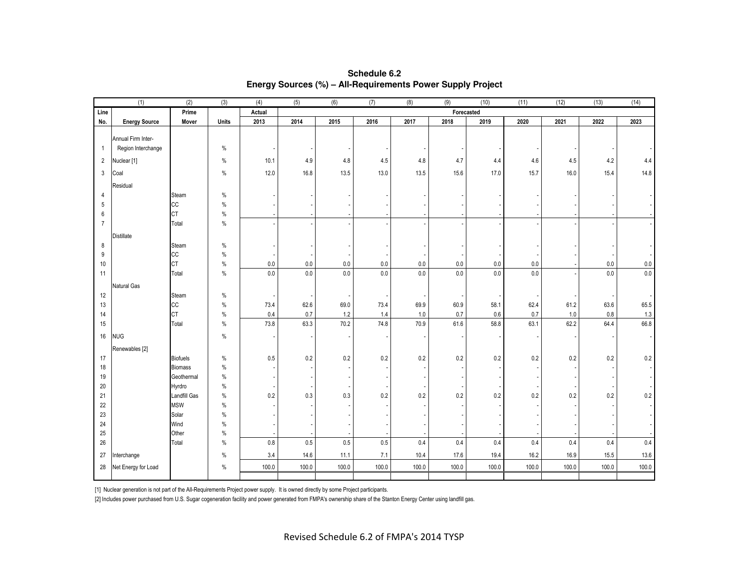**Schedule 6.2**
**Energy Sources (%) – All-Requirements Power Supply Project**

| (1) | | (2) | (3) | (4) | (5) | (6) | (7) | (8) | (9) | (10) | (11) | (12) | (13) | (14) |
|---|---|---|---|---|---|---|---|---|---|---|---|---|---|---|
| Line | | Prime | | Actual | Forecasted | | | | | | | | | |
| No. | Energy Source | Mover | Units | 2013 | 2014 | 2015 | 2016 | 2017 | 2018 | 2019 | 2020 | 2021 | 2022 | 2023 |
| 1 | Annual Firm Inter-Region Interchange | | % | - | - | - | - | - | - | - | - | - | - | - |
| 2 | Nuclear [1] | | % | 10.1 | 4.9 | 4.8 | 4.5 | 4.8 | 4.7 | 4.4 | 4.6 | 4.5 | 4.2 | 4.4 |
| 3 | Coal | | % | 12.0 | 16.8 | 13.5 | 13.0 | 13.5 | 15.6 | 17.0 | 15.7 | 16.0 | 15.4 | 14.8 |
| | Residual | | | | | | | | | | | | | |
| 4 | | Steam | % | - | - | - | - | - | - | - | - | - | - | - |
| 5 | | CC | % | - | - | - | - | - | - | - | - | - | - | - |
| 6 | | CT | % | - | - | - | - | - | - | - | - | - | - | - |
| 7 | | Total | % | - | - | - | - | - | - | - | - | - | - | - |
| | Distillate | | | | | | | | | | | | | |
| 8 | | Steam | % | - | - | - | - | - | - | - | - | - | - | - |
| 9 | | CC | % | - | - | - | - | - | - | - | - | - | - | - |
| 10 | | CT | % | 0.0 | 0.0 | 0.0 | 0.0 | 0.0 | 0.0 | 0.0 | 0.0 | - | 0.0 | 0.0 |
| 11 | | Total | % | 0.0 | 0.0 | 0.0 | 0.0 | 0.0 | 0.0 | 0.0 | 0.0 | - | 0.0 | 0.0 |
| | Natural Gas | | | | | | | | | | | | | |
| 12 | | Steam | % | - | - | - | - | - | - | - | - | - | - | - |
| 13 | | CC | % | 73.4 | 62.6 | 69.0 | 73.4 | 69.9 | 60.9 | 58.1 | 62.4 | 61.2 | 63.6 | 65.5 |
| 14 | | CT | % | 0.4 | 0.7 | 1.2 | 1.4 | 1.0 | 0.7 | 0.6 | 0.7 | 1.0 | 0.8 | 1.3 |
| 15 | | Total | % | 73.8 | 63.3 | 70.2 | 74.8 | 70.9 | 61.6 | 58.8 | 63.1 | 62.2 | 64.4 | 66.8 |
| 16 | NUG | | % | - | - | - | - | - | - | - | - | - | - | - |
| | Renewables [2] | | | | | | | | | | | | | |
| 17 | | Biofuels | % | 0.5 | 0.2 | 0.2 | 0.2 | 0.2 | 0.2 | 0.2 | 0.2 | 0.2 | 0.2 | 0.2 |
| 18 | | Biomass | % | - | - | - | - | - | - | - | - | - | - | - |
| 19 | | Geothermal | % | - | - | - | - | - | - | - | - | - | - | - |
| 20 | | Hyrdro | % | - | - | - | - | - | - | - | - | - | - | - |
| 21 | | Landfill Gas | % | 0.2 | 0.3 | 0.3 | 0.2 | 0.2 | 0.2 | 0.2 | 0.2 | 0.2 | 0.2 | 0.2 |
| 22 | | MSW | % | - | - | - | - | - | - | - | - | - | - | - |
| 23 | | Solar | % | - | - | - | - | - | - | - | - | - | - | - |
| 24 | | Wind | % | - | - | - | - | - | - | - | - | - | - | - |
| 25 | | Other | % | - | - | - | - | - | - | - | - | - | - | - |
| 26 | | Total | % | 0.8 | 0.5 | 0.5 | 0.5 | 0.4 | 0.4 | 0.4 | 0.4 | 0.4 | 0.4 | 0.4 |
| 27 | Interchange | | % | 3.4 | 14.6 | 11.1 | 7.1 | 10.4 | 17.6 | 19.4 | 16.2 | 16.9 | 15.5 | 13.6 |
| 28 | Net Energy for Load | | % | 100.0 | 100.0 | 100.0 | 100.0 | 100.0 | 100.0 | 100.0 | 100.0 | 100.0 | 100.0 | 100.0 |

[1] Nuclear generation is not part of the All-Requirements Project power supply. It is owned directly by some Project participants.

[2] Includes power purchased from U.S. Sugar cogeneration facility and power generated from FMPA's ownership share of the Stanton Energy Center using landfill gas.

Revised Schedule 6.2 of FMPA's 2014 TYSP